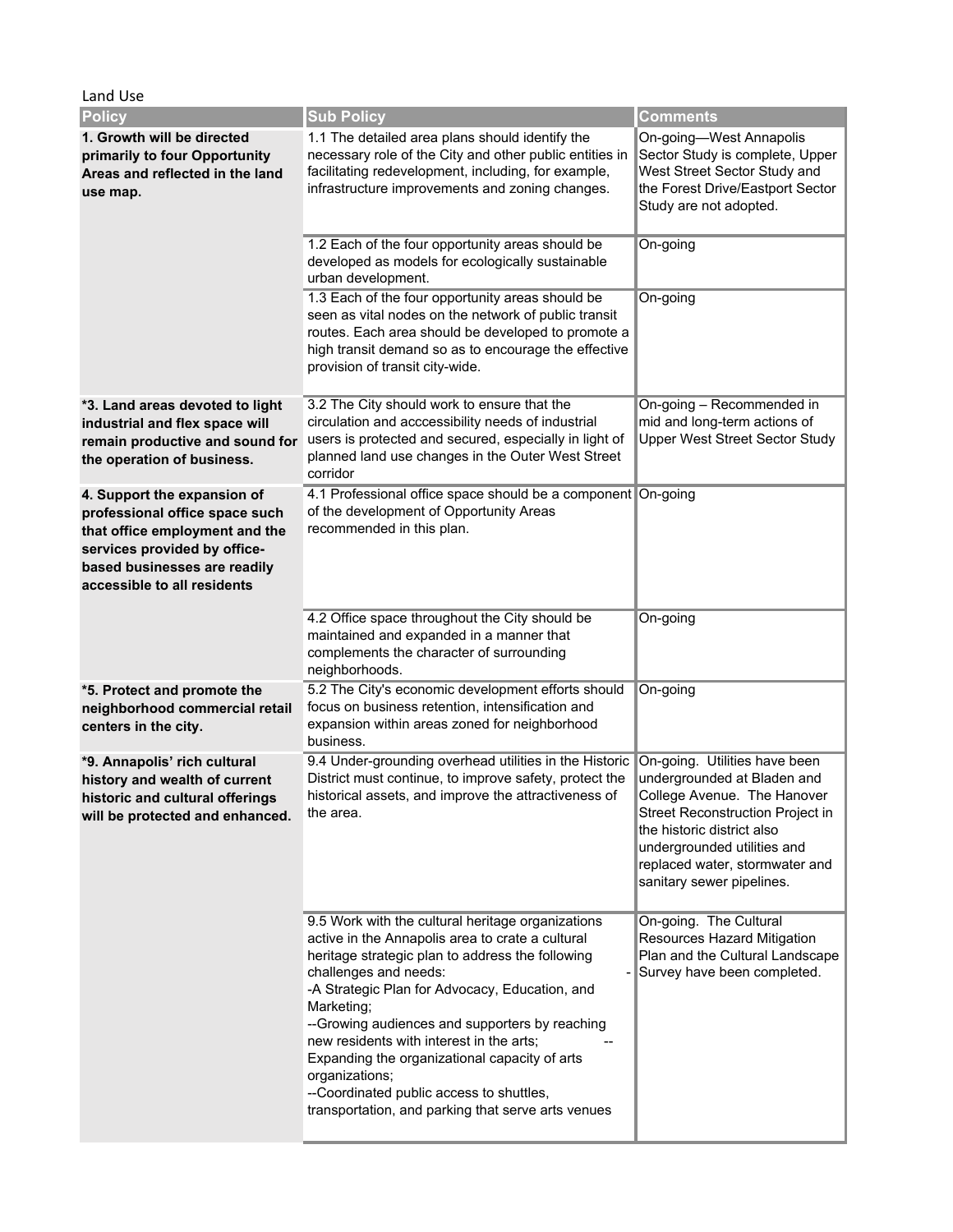Land Use

| Policy | Sub Policy | Comments |
|---|---|---|
| **1. Growth will be directed primarily to four Opportunity Areas and reflected in the land use map.** | 1.1 The detailed area plans should identify the necessary role of the City and other public entities in facilitating redevelopment, including, for example, infrastructure improvements and zoning changes. | On-going—West Annapolis Sector Study is complete, Upper West Street Sector Study and the Forest Drive/Eastport Sector Study are not adopted. |
| | 1.2 Each of the four opportunity areas should be developed as models for ecologically sustainable urban development. | On-going |
| | 1.3 Each of the four opportunity areas should be seen as vital nodes on the network of public transit routes. Each area should be developed to promote a high transit demand so as to encourage the effective provision of transit city-wide. | On-going |
| **\*3. Land areas devoted to light industrial and flex space will remain productive and sound for the operation of business.** | 3.2 The City should work to ensure that the circulation and acccessibility needs of industrial users is protected and secured, especially in light of planned land use changes in the Outer West Street corridor | On-going – Recommended in mid and long-term actions of Upper West Street Sector Study |
| **4. Support the expansion of professional office space such that office employment and the services provided by office-based businesses are readily accessible to all residents** | 4.1 Professional office space should be a component of the development of Opportunity Areas recommended in this plan. | On-going |
| | 4.2 Office space throughout the City should be maintained and expanded in a manner that complements the character of surrounding neighborhoods. | On-going |
| **\*5. Protect and promote the neighborhood commercial retail centers in the city.** | 5.2 The City's economic development efforts should focus on business retention, intensification and expansion within areas zoned for neighborhood business. | On-going |
| **\*9. Annapolis' rich cultural history and wealth of current historic and cultural offerings will be protected and enhanced.** | 9.4 Under-grounding overhead utilities in the Historic District must continue, to improve safety, protect the historical assets, and improve the attractiveness of the area. | On-going. Utilities have been undergrounded at Bladen and College Avenue. The Hanover Street Reconstruction Project in the historic district also undergrounded utilities and replaced water, stormwater and sanitary sewer pipelines. |
| | 9.5 Work with the cultural heritage organizations active in the Annapolis area to crate a cultural heritage strategic plan to address the following challenges and needs: - -A Strategic Plan for Advocacy, Education, and Marketing; --Growing audiences and supporters by reaching new residents with interest in the arts; -- Expanding the organizational capacity of arts organizations; --Coordinated public access to shuttles, transportation, and parking that serve arts venues | On-going. The Cultural Resources Hazard Mitigation Plan and the Cultural Landscape Survey have been completed. |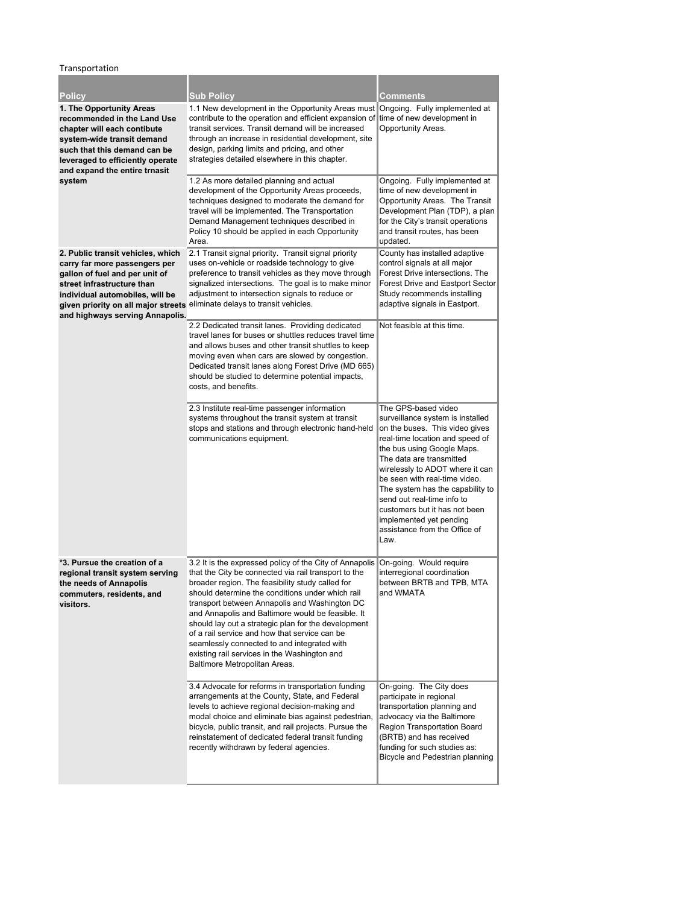Transportation

| Policy | Sub Policy | Comments |
| --- | --- | --- |
| **1. The Opportunity Areas recommended in the Land Use chapter will each contibute system-wide transit demand such that this demand can be leveraged to efficiently operate and expand the entire trnasit system** | 1.1 New development in the Opportunity Areas must contribute to the operation and efficient expansion of transit services. Transit demand will be increased through an increase in residential development, site design, parking limits and pricing, and other strategies detailed elsewhere in this chapter. | Ongoing. Fully implemented at time of new development in Opportunity Areas. |
| | 1.2 As more detailed planning and actual development of the Opportunity Areas proceeds, techniques designed to moderate the demand for travel will be implemented. The Transportation Demand Management techniques described in Policy 10 should be applied in each Opportunity Area. | Ongoing. Fully implemented at time of new development in Opportunity Areas. The Transit Development Plan (TDP), a plan for the City's transit operations and transit routes, has been updated. |
| **2. Public transit vehicles, which carry far more passengers per gallon of fuel and per unit of street infrastructure than individual automobiles, will be given priority on all major streets and highways serving Annapolis.** | 2.1 Transit signal priority. Transit signal priority uses on-vehicle or roadside technology to give preference to transit vehicles as they move through signalized intersections. The goal is to make minor adjustment to intersection signals to reduce or eliminate delays to transit vehicles. | County has installed adaptive control signals at all major Forest Drive intersections. The Forest Drive and Eastport Sector Study recommends installing adaptive signals in Eastport. |
| | 2.2 Dedicated transit lanes. Providing dedicated travel lanes for buses or shuttles reduces travel time and allows buses and other transit shuttles to keep moving even when cars are slowed by congestion. Dedicated transit lanes along Forest Drive (MD 665) should be studied to determine potential impacts, costs, and benefits. | Not feasible at this time. |
| | 2.3 Institute real-time passenger information systems throughout the transit system at transit stops and stations and through electronic hand-held communications equipment. | The GPS-based video surveillance system is installed on the buses. This video gives real-time location and speed of the bus using Google Maps. The data are transmitted wirelessly to ADOT where it can be seen with real-time video. The system has the capability to send out real-time info to customers but it has not been implemented yet pending assistance from the Office of Law. |
| ***3. Pursue the creation of a regional transit system serving the needs of Annapolis commuters, residents, and visitors.** | 3.2 It is the expressed policy of the City of Annapolis that the City be connected via rail transport to the broader region. The feasibility study called for should determine the conditions under which rail transport between Annapolis and Washington DC and Annapolis and Baltimore would be feasible. It should lay out a strategic plan for the development of a rail service and how that service can be seamlessly connected to and integrated with existing rail services in the Washington and Baltimore Metropolitan Areas. | On-going. Would require interregional coordination between BRTB and TPB, MTA and WMATA |
| | 3.4 Advocate for reforms in transportation funding arrangements at the County, State, and Federal levels to achieve regional decision-making and modal choice and eliminate bias against pedestrian, bicycle, public transit, and rail projects. Pursue the reinstatement of dedicated federal transit funding recently withdrawn by federal agencies. | On-going. The City does participate in regional transportation planning and advocacy via the Baltimore Region Transportation Board (BRTB) and has received funding for such studies as: Bicycle and Pedestrian planning |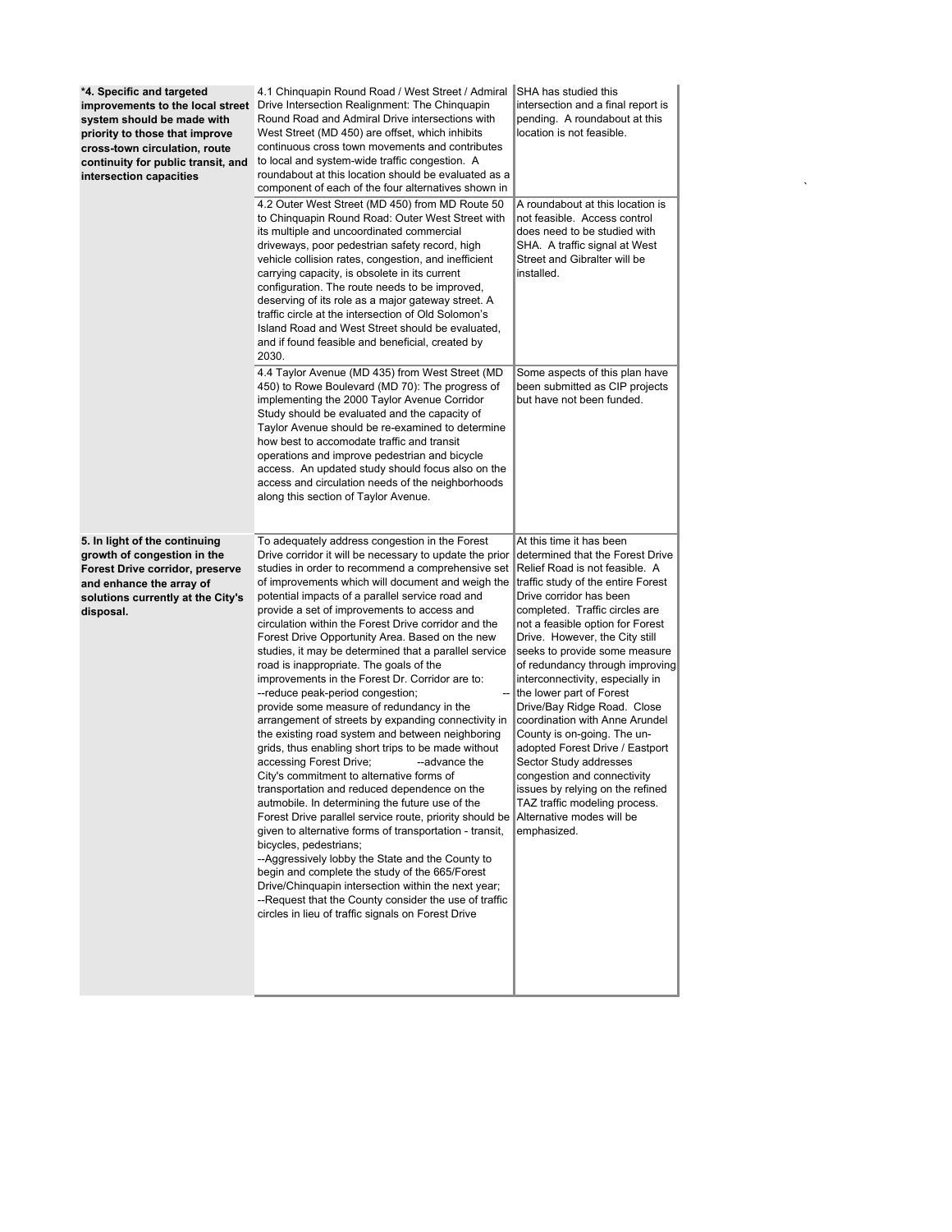| | | |
|---|---|---|
| **\*4. Specific and targeted improvements to the local street system should be made with priority to those that improve cross-town circulation, route continuity for public transit, and intersection capacities** | 4.1 Chinquapin Round Road / West Street / Admiral Drive Intersection Realignment: The Chinquapin Round Road and Admiral Drive intersections with West Street (MD 450) are offset, which inhibits continuous cross town movements and contributes to local and system-wide traffic congestion. A roundabout at this location should be evaluated as a component of each of the four alternatives shown in | SHA has studied this intersection and a final report is pending. A roundabout at this location is not feasible. |
| | 4.2 Outer West Street (MD 450) from MD Route 50 to Chinquapin Round Road: Outer West Street with its multiple and uncoordinated commercial driveways, poor pedestrian safety record, high vehicle collision rates, congestion, and inefficient carrying capacity, is obsolete in its current configuration. The route needs to be improved, deserving of its role as a major gateway street. A traffic circle at the intersection of Old Solomon's Island Road and West Street should be evaluated, and if found feasible and beneficial, created by 2030. | A roundabout at this location is not feasible. Access control does need to be studied with SHA. A traffic signal at West Street and Gibralter will be installed. |
| | 4.4 Taylor Avenue (MD 435) from West Street (MD 450) to Rowe Boulevard (MD 70): The progress of implementing the 2000 Taylor Avenue Corridor Study should be evaluated and the capacity of Taylor Avenue should be re-examined to determine how best to accomodate traffic and transit operations and improve pedestrian and bicycle access. An updated study should focus also on the access and circulation needs of the neighborhoods along this section of Taylor Avenue. | Some aspects of this plan have been submitted as CIP projects but have not been funded. |
| **5. In light of the continuing growth of congestion in the Forest Drive corridor, preserve and enhance the array of solutions currently at the City's disposal.** | To adequately address congestion in the Forest Drive corridor it will be necessary to update the prior studies in order to recommend a comprehensive set of improvements which will document and weigh the potential impacts of a parallel service road and provide a set of improvements to access and circulation within the Forest Drive corridor and the Forest Drive Opportunity Area. Based on the new studies, it may be determined that a parallel service road is inappropriate. The goals of the improvements in the Forest Dr. Corridor are to:<br>--reduce peak-period congestion;<br>--provide some measure of redundancy in the arrangement of streets by expanding connectivity in the existing road system and between neighboring grids, thus enabling short trips to be made without accessing Forest Drive;<br>--advance the City's commitment to alternative forms of transportation and reduced dependence on the autmobile. In determining the future use of the Forest Drive parallel service route, priority should be given to alternative forms of transportation - transit, bicycles, pedestrians;<br>--Aggressively lobby the State and the County to begin and complete the study of the 665/Forest Drive/Chinquapin intersection within the next year;<br>--Request that the County consider the use of traffic circles in lieu of traffic signals on Forest Drive | At this time it has been determined that the Forest Drive Relief Road is not feasible. A traffic study of the entire Forest Drive corridor has been completed. Traffic circles are not a feasible option for Forest Drive. However, the City still seeks to provide some measure of redundancy through improving interconnectivity, especially in the lower part of Forest Drive/Bay Ridge Road. Close coordination with Anne Arundel County is on-going. The un-adopted Forest Drive / Eastport Sector Study addresses congestion and connectivity issues by relying on the refined TAZ traffic modeling process. Alternative modes will be emphasized. |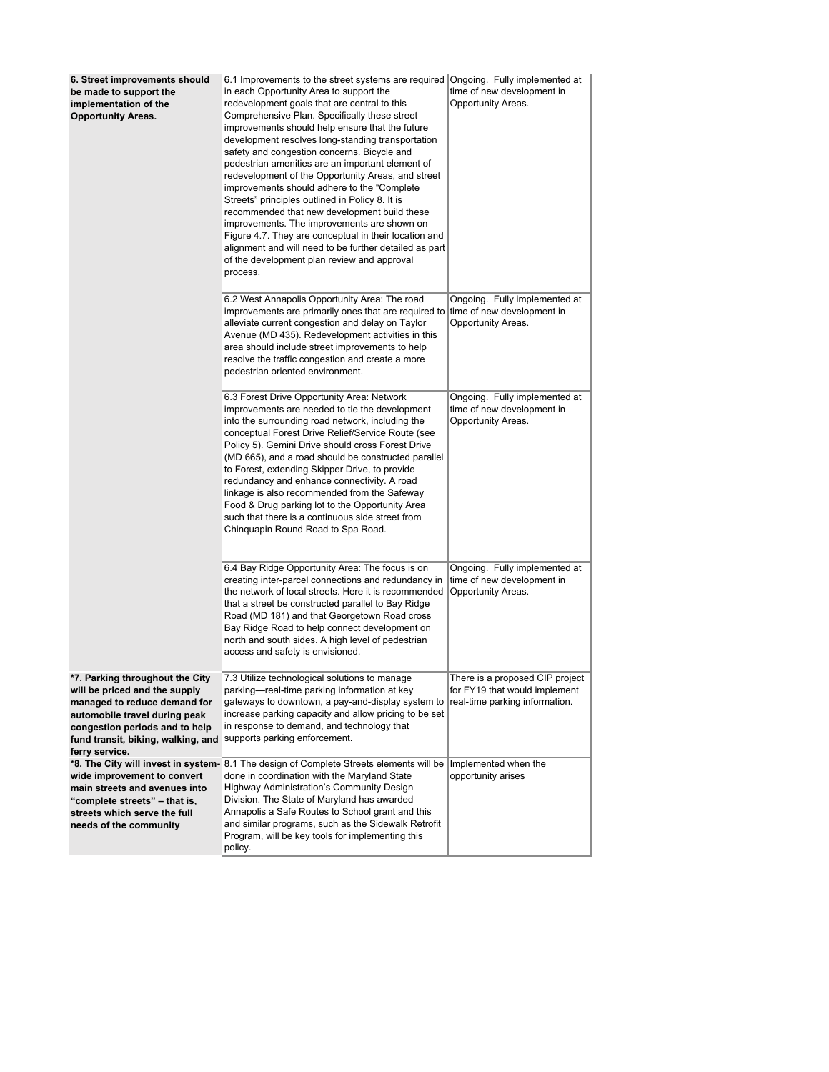| | | |
|---|---|---|
| **6. Street improvements should be made to support the implementation of the Opportunity Areas.** | 6.1 Improvements to the street systems are required in each Opportunity Area to support the redevelopment goals that are central to this Comprehensive Plan. Specifically these street improvements should help ensure that the future development resolves long-standing transportation safety and congestion concerns. Bicycle and pedestrian amenities are an important element of redevelopment of the Opportunity Areas, and street improvements should adhere to the "Complete Streets" principles outlined in Policy 8. It is recommended that new development build these improvements. The improvements are shown on Figure 4.7. They are conceptual in their location and alignment and will need to be further detailed as part of the development plan review and approval process. | Ongoing. Fully implemented at time of new development in Opportunity Areas. |
| | 6.2 West Annapolis Opportunity Area: The road improvements are primarily ones that are required to alleviate current congestion and delay on Taylor Avenue (MD 435). Redevelopment activities in this area should include street improvements to help resolve the traffic congestion and create a more pedestrian oriented environment. | Ongoing. Fully implemented at time of new development in Opportunity Areas. |
| | 6.3 Forest Drive Opportunity Area: Network improvements are needed to tie the development into the surrounding road network, including the conceptual Forest Drive Relief/Service Route (see Policy 5). Gemini Drive should cross Forest Drive (MD 665), and a road should be constructed parallel to Forest, extending Skipper Drive, to provide redundancy and enhance connectivity. A road linkage is also recommended from the Safeway Food & Drug parking lot to the Opportunity Area such that there is a continuous side street from Chinquapin Round Road to Spa Road. | Ongoing. Fully implemented at time of new development in Opportunity Areas. |
| | 6.4 Bay Ridge Opportunity Area: The focus is on creating inter-parcel connections and redundancy in the network of local streets. Here it is recommended that a street be constructed parallel to Bay Ridge Road (MD 181) and that Georgetown Road cross Bay Ridge Road to help connect development on north and south sides. A high level of pedestrian access and safety is envisioned. | Ongoing. Fully implemented at time of new development in Opportunity Areas. |
| ***7. Parking throughout the City will be priced and the supply managed to reduce demand for automobile travel during peak congestion periods and to help fund transit, biking, walking, and ferry service.** | 7.3 Utilize technological solutions to manage parking—real-time parking information at key gateways to downtown, a pay-and-display system to increase parking capacity and allow pricing to be set in response to demand, and technology that supports parking enforcement. | There is a proposed CIP project for FY19 that would implement real-time parking information. |
| ***8. The City will invest in system-wide improvement to convert main streets and avenues into "complete streets" – that is, streets which serve the full needs of the community** | 8.1 The design of Complete Streets elements will be done in coordination with the Maryland State Highway Administration's Community Design Division. The State of Maryland has awarded Annapolis a Safe Routes to School grant and this and similar programs, such as the Sidewalk Retrofit Program, will be key tools for implementing this policy. | Implemented when the opportunity arises |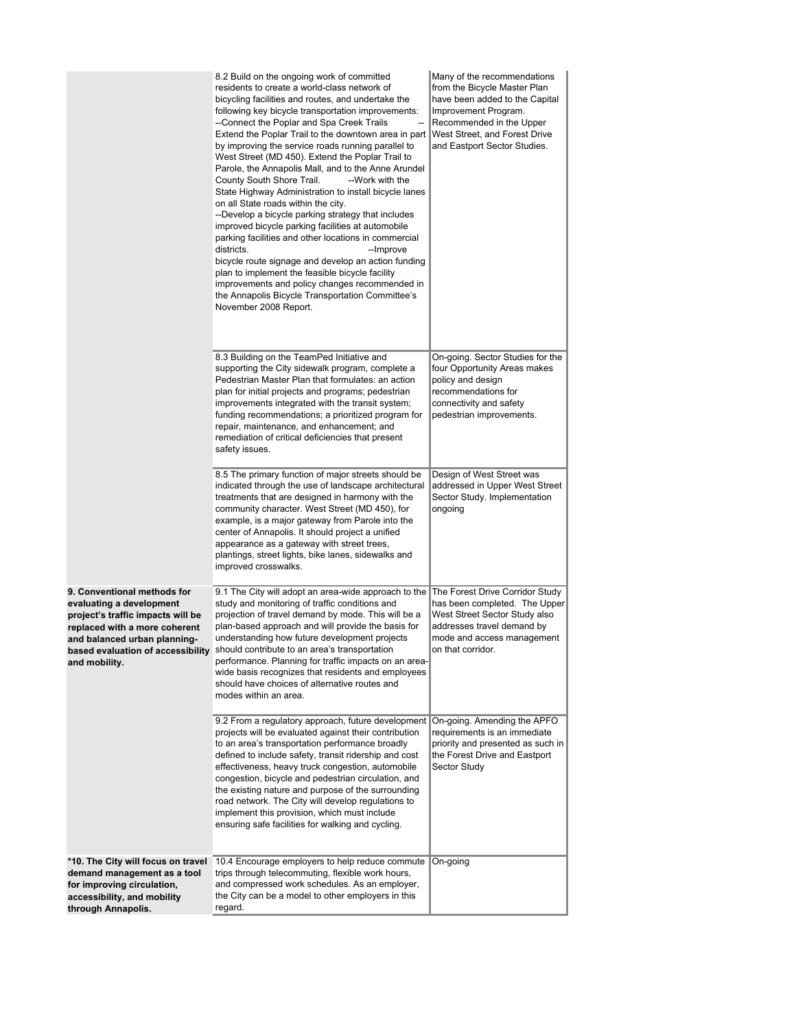| | | |
|---|---|---|
| | 8.2 Build on the ongoing work of committed residents to create a world-class network of bicycling facilities and routes, and undertake the following key bicycle transportation improvements: --Connect the Poplar and Spa Creek Trails -- Extend the Poplar Trail to the downtown area in part by improving the service roads running parallel to West Street (MD 450). Extend the Poplar Trail to Parole, the Annapolis Mall, and to the Anne Arundel County South Shore Trail. --Work with the State Highway Administration to install bicycle lanes on all State roads within the city. --Develop a bicycle parking strategy that includes improved bicycle parking facilities at automobile parking facilities and other locations in commercial districts. --Improve bicycle route signage and develop an action funding plan to implement the feasible bicycle facility improvements and policy changes recommended in the Annapolis Bicycle Transportation Committee's November 2008 Report. | Many of the recommendations from the Bicycle Master Plan have been added to the Capital Improvement Program. Recommended in the Upper West Street, and Forest Drive and Eastport Sector Studies. |
| | 8.3 Building on the TeamPed Initiative and supporting the City sidewalk program, complete a Pedestrian Master Plan that formulates: an action plan for initial projects and programs; pedestrian improvements integrated with the transit system; funding recommendations; a prioritized program for repair, maintenance, and enhancement; and remediation of critical deficiencies that present safety issues. | On-going. Sector Studies for the four Opportunity Areas makes policy and design recommendations for connectivity and safety pedestrian improvements. |
| | 8.5 The primary function of major streets should be indicated through the use of landscape architectural treatments that are designed in harmony with the community character. West Street (MD 450), for example, is a major gateway from Parole into the center of Annapolis. It should project a unified appearance as a gateway with street trees, plantings, street lights, bike lanes, sidewalks and improved crosswalks. | Design of West Street was addressed in Upper West Street Sector Study. Implementation ongoing |
| **9. Conventional methods for evaluating a development project's traffic impacts will be replaced with a more coherent and balanced urban planning-based evaluation of accessibility and mobility.** | 9.1 The City will adopt an area-wide approach to the study and monitoring of traffic conditions and projection of travel demand by mode. This will be a plan-based approach and will provide the basis for understanding how future development projects should contribute to an area's transportation performance. Planning for traffic impacts on an area-wide basis recognizes that residents and employees should have choices of alternative routes and modes within an area. | The Forest Drive Corridor Study has been completed. The Upper West Street Sector Study also addresses travel demand by mode and access management on that corridor. |
| | 9.2 From a regulatory approach, future development projects will be evaluated against their contribution to an area's transportation performance broadly defined to include safety, transit ridership and cost effectiveness, heavy truck congestion, automobile congestion, bicycle and pedestrian circulation, and the existing nature and purpose of the surrounding road network. The City will develop regulations to implement this provision, which must include ensuring safe facilities for walking and cycling. | On-going. Amending the APFO requirements is an immediate priority and presented as such in the Forest Drive and Eastport Sector Study |
| **\*10. The City will focus on travel demand management as a tool for improving circulation, accessibility, and mobility through Annapolis.** | 10.4 Encourage employers to help reduce commute trips through telecommuting, flexible work hours, and compressed work schedules. As an employer, the City can be a model to other employers in this regard. | On-going |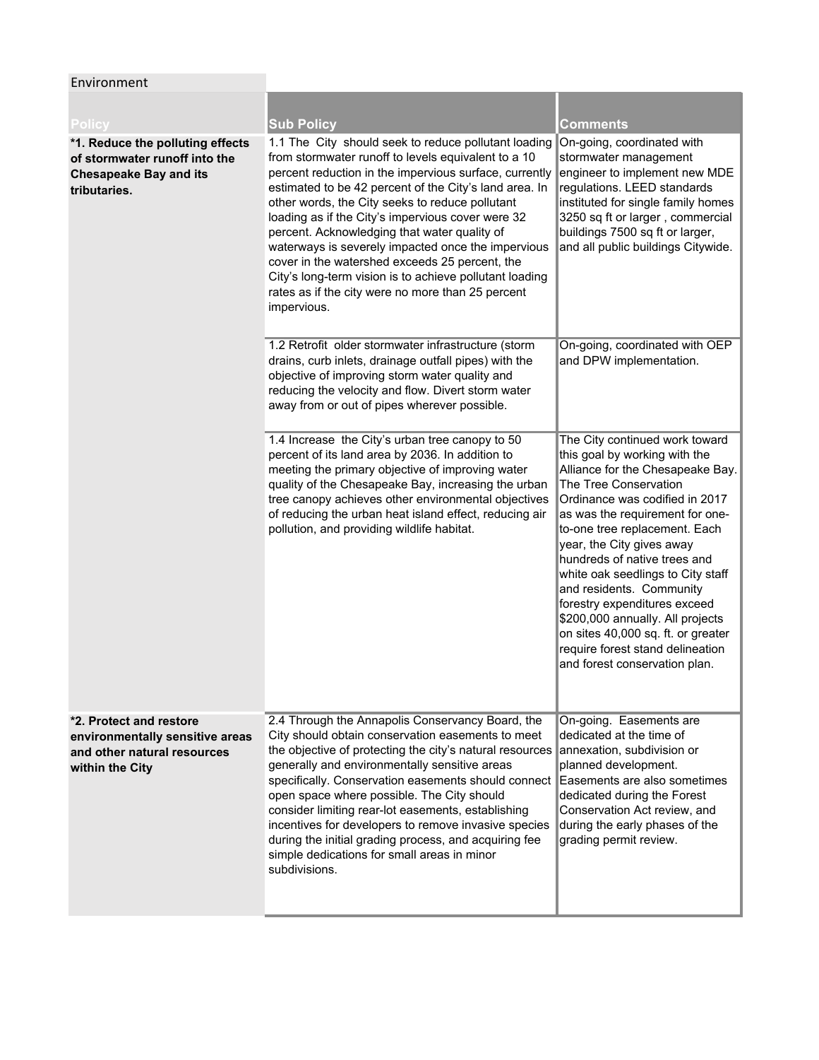Environment

| Policy | Sub Policy | Comments |
|---|---|---|
| **\*1. Reduce the polluting effects of stormwater runoff into the Chesapeake Bay and its tributaries.** | 1.1 The City should seek to reduce pollutant loading from stormwater runoff to levels equivalent to a 10 percent reduction in the impervious surface, currently estimated to be 42 percent of the City's land area. In other words, the City seeks to reduce pollutant loading as if the City's impervious cover were 32 percent. Acknowledging that water quality of waterways is severely impacted once the impervious cover in the watershed exceeds 25 percent, the City's long-term vision is to achieve pollutant loading rates as if the city were no more than 25 percent impervious. | On-going, coordinated with stormwater management engineer to implement new MDE regulations. LEED standards instituted for single family homes 3250 sq ft or larger , commercial buildings 7500 sq ft or larger, and all public buildings Citywide. |
| | 1.2 Retrofit older stormwater infrastructure (storm drains, curb inlets, drainage outfall pipes) with the objective of improving storm water quality and reducing the velocity and flow. Divert storm water away from or out of pipes wherever possible. | On-going, coordinated with OEP and DPW implementation. |
| | 1.4 Increase the City's urban tree canopy to 50 percent of its land area by 2036. In addition to meeting the primary objective of improving water quality of the Chesapeake Bay, increasing the urban tree canopy achieves other environmental objectives of reducing the urban heat island effect, reducing air pollution, and providing wildlife habitat. | The City continued work toward this goal by working with the Alliance for the Chesapeake Bay. The Tree Conservation Ordinance was codified in 2017 as was the requirement for one-to-one tree replacement. Each year, the City gives away hundreds of native trees and white oak seedlings to City staff and residents. Community forestry expenditures exceed $200,000 annually. All projects on sites 40,000 sq. ft. or greater require forest stand delineation and forest conservation plan. |
| **\*2. Protect and restore environmentally sensitive areas and other natural resources within the City** | 2.4 Through the Annapolis Conservancy Board, the City should obtain conservation easements to meet the objective of protecting the city's natural resources generally and environmentally sensitive areas specifically. Conservation easements should connect open space where possible. The City should consider limiting rear-lot easements, establishing incentives for developers to remove invasive species during the initial grading process, and acquiring fee simple dedications for small areas in minor subdivisions. | On-going. Easements are dedicated at the time of annexation, subdivision or planned development. Easements are also sometimes dedicated during the Forest Conservation Act review, and during the early phases of the grading permit review. |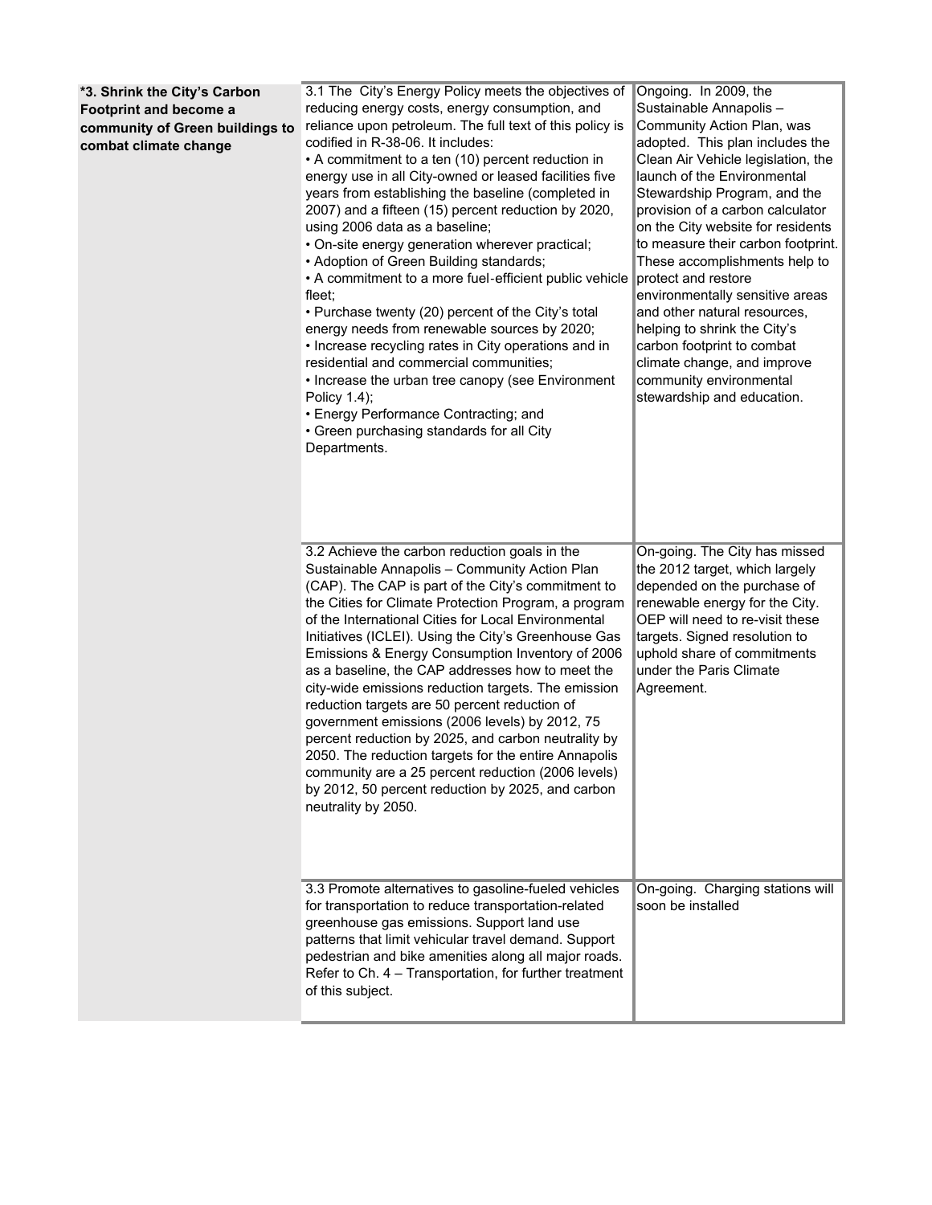| | | |
|---|---|---|
| **\*3. Shrink the City's Carbon Footprint and become a community of Green buildings to combat climate change** | 3.1 The City's Energy Policy meets the objectives of reducing energy costs, energy consumption, and reliance upon petroleum. The full text of this policy is codified in R-38-06. It includes:<br>• A commitment to a ten (10) percent reduction in energy use in all City-owned or leased facilities five years from establishing the baseline (completed in 2007) and a fifteen (15) percent reduction by 2020, using 2006 data as a baseline;<br>• On-site energy generation wherever practical;<br>• Adoption of Green Building standards;<br>• A commitment to a more fuel-efficient public vehicle fleet;<br>• Purchase twenty (20) percent of the City's total energy needs from renewable sources by 2020;<br>• Increase recycling rates in City operations and in residential and commercial communities;<br>• Increase the urban tree canopy (see Environment Policy 1.4);<br>• Energy Performance Contracting; and<br>• Green purchasing standards for all City Departments. | Ongoing. In 2009, the Sustainable Annapolis – Community Action Plan, was adopted. This plan includes the Clean Air Vehicle legislation, the launch of the Environmental Stewardship Program, and the provision of a carbon calculator on the City website for residents to measure their carbon footprint. These accomplishments help to protect and restore environmentally sensitive areas and other natural resources, helping to shrink the City's carbon footprint to combat climate change, and improve community environmental stewardship and education. |
| | 3.2 Achieve the carbon reduction goals in the Sustainable Annapolis – Community Action Plan (CAP). The CAP is part of the City's commitment to the Cities for Climate Protection Program, a program of the International Cities for Local Environmental Initiatives (ICLEI). Using the City's Greenhouse Gas Emissions & Energy Consumption Inventory of 2006 as a baseline, the CAP addresses how to meet the city-wide emissions reduction targets. The emission reduction targets are 50 percent reduction of government emissions (2006 levels) by 2012, 75 percent reduction by 2025, and carbon neutrality by 2050. The reduction targets for the entire Annapolis community are a 25 percent reduction (2006 levels) by 2012, 50 percent reduction by 2025, and carbon neutrality by 2050. | On-going. The City has missed the 2012 target, which largely depended on the purchase of renewable energy for the City. OEP will need to re-visit these targets. Signed resolution to uphold share of commitments under the Paris Climate Agreement. |
| | 3.3 Promote alternatives to gasoline-fueled vehicles for transportation to reduce transportation-related greenhouse gas emissions. Support land use patterns that limit vehicular travel demand. Support pedestrian and bike amenities along all major roads. Refer to Ch. 4 – Transportation, for further treatment of this subject. | On-going. Charging stations will soon be installed |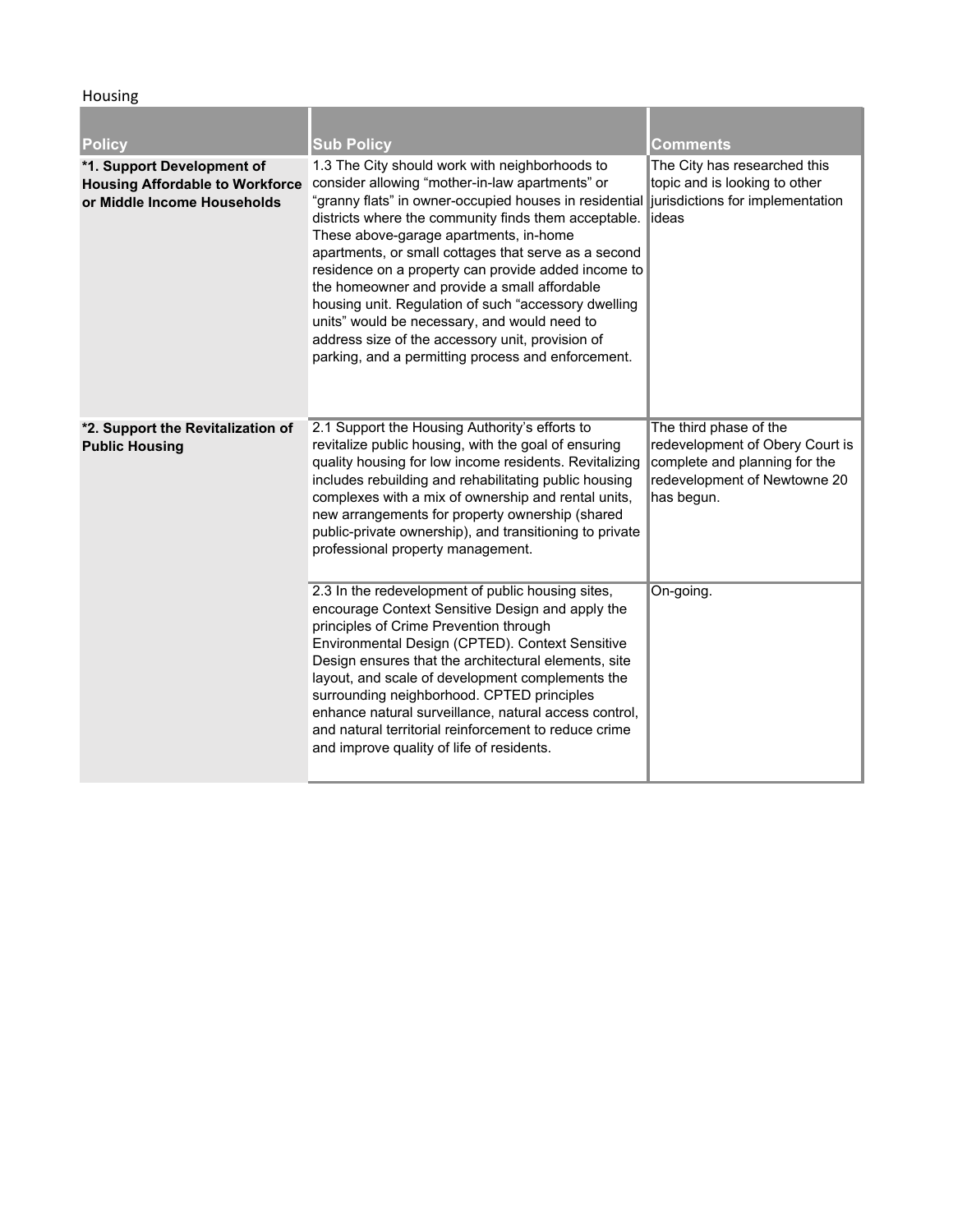Housing

| Policy | Sub Policy | Comments |
| --- | --- | --- |
| **\*1. Support Development of Housing Affordable to Workforce or Middle Income Households** | 1.3 The City should work with neighborhoods to consider allowing "mother-in-law apartments" or "granny flats" in owner-occupied houses in residential districts where the community finds them acceptable. These above-garage apartments, in-home apartments, or small cottages that serve as a second residence on a property can provide added income to the homeowner and provide a small affordable housing unit. Regulation of such "accessory dwelling units" would be necessary, and would need to address size of the accessory unit, provision of parking, and a permitting process and enforcement. | The City has researched this topic and is looking to other jurisdictions for implementation ideas |
| **\*2. Support the Revitalization of Public Housing** | 2.1 Support the Housing Authority's efforts to revitalize public housing, with the goal of ensuring quality housing for low income residents. Revitalizing includes rebuilding and rehabilitating public housing complexes with a mix of ownership and rental units, new arrangements for property ownership (shared public-private ownership), and transitioning to private professional property management. | The third phase of the redevelopment of Obery Court is complete and planning for the redevelopment of Newtowne 20 has begun. |
| | 2.3 In the redevelopment of public housing sites, encourage Context Sensitive Design and apply the principles of Crime Prevention through Environmental Design (CPTED). Context Sensitive Design ensures that the architectural elements, site layout, and scale of development complements the surrounding neighborhood. CPTED principles enhance natural surveillance, natural access control, and natural territorial reinforcement to reduce crime and improve quality of life of residents. | On-going. |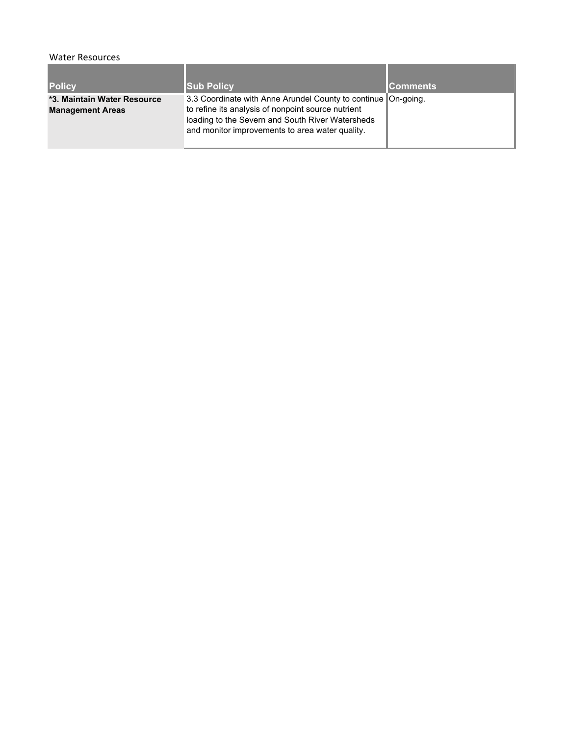Water Resources

| Policy | Sub Policy | Comments |
|---|---|---|
| **\*3. Maintain Water Resource Management Areas** | 3.3 Coordinate with Anne Arundel County to continue to refine its analysis of nonpoint source nutrient loading to the Severn and South River Watersheds and monitor improvements to area water quality. | On-going. |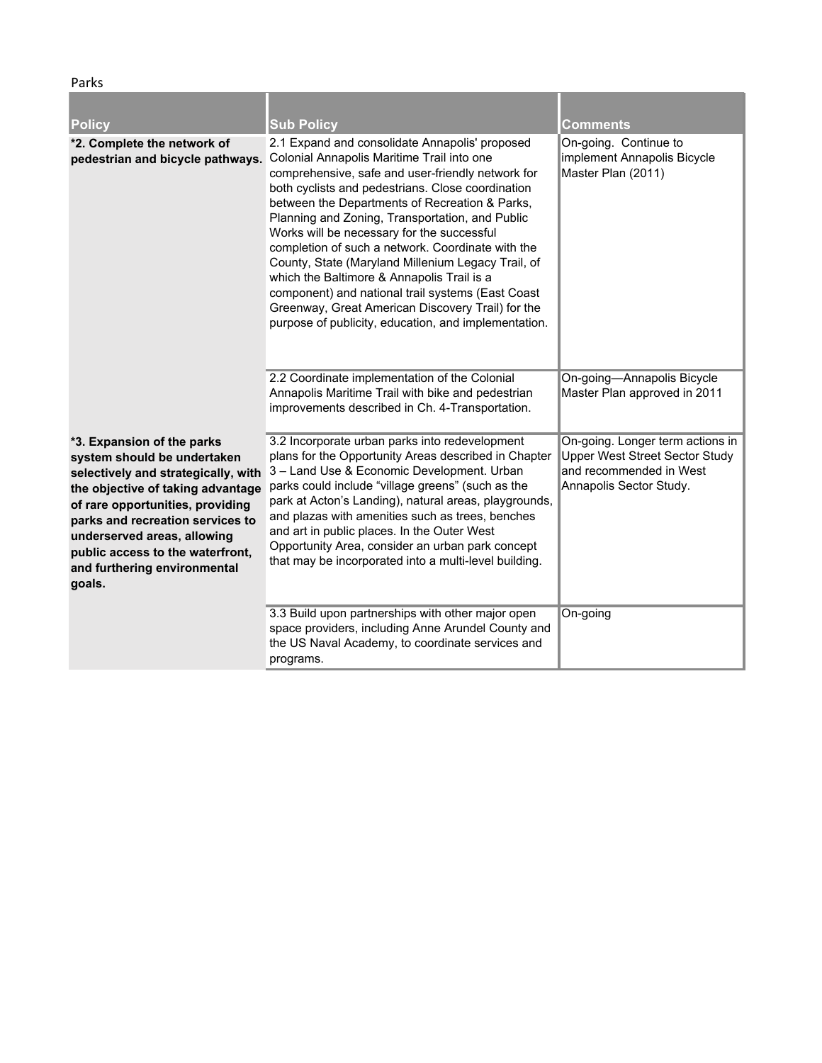Parks

| Policy | Sub Policy | Comments |
|---|---|---|
| **\*2. Complete the network of pedestrian and bicycle pathways.** | 2.1 Expand and consolidate Annapolis' proposed Colonial Annapolis Maritime Trail into one comprehensive, safe and user-friendly network for both cyclists and pedestrians. Close coordination between the Departments of Recreation & Parks, Planning and Zoning, Transportation, and Public Works will be necessary for the successful completion of such a network. Coordinate with the County, State (Maryland Millenium Legacy Trail, of which the Baltimore & Annapolis Trail is a component) and national trail systems (East Coast Greenway, Great American Discovery Trail) for the purpose of publicity, education, and implementation. | On-going. Continue to implement Annapolis Bicycle Master Plan (2011) |
| | 2.2 Coordinate implementation of the Colonial Annapolis Maritime Trail with bike and pedestrian improvements described in Ch. 4-Transportation. | On-going—Annapolis Bicycle Master Plan approved in 2011 |
| **\*3. Expansion of the parks system should be undertaken selectively and strategically, with the objective of taking advantage of rare opportunities, providing parks and recreation services to underserved areas, allowing public access to the waterfront, and furthering environmental goals.** | 3.2 Incorporate urban parks into redevelopment plans for the Opportunity Areas described in Chapter 3 – Land Use & Economic Development. Urban parks could include "village greens" (such as the park at Acton's Landing), natural areas, playgrounds, and plazas with amenities such as trees, benches and art in public places. In the Outer West Opportunity Area, consider an urban park concept that may be incorporated into a multi-level building. | On-going. Longer term actions in Upper West Street Sector Study and recommended in West Annapolis Sector Study. |
| | 3.3 Build upon partnerships with other major open space providers, including Anne Arundel County and the US Naval Academy, to coordinate services and programs. | On-going |